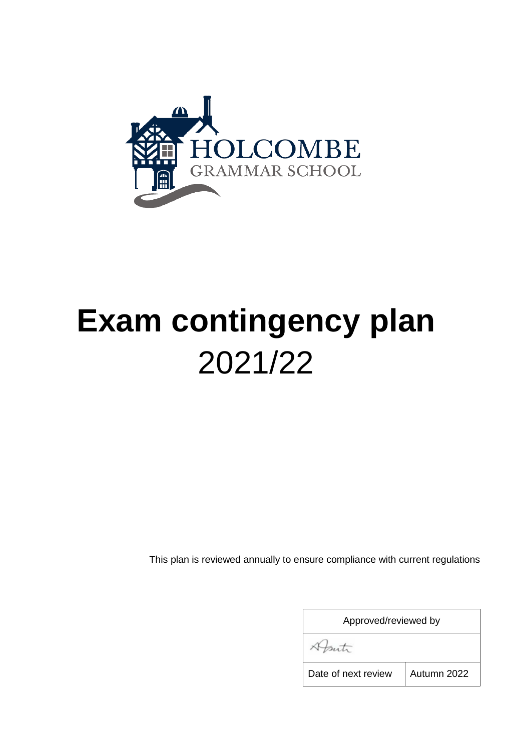HOLCOMBE
GRAMMAR SCHOOL

# Exam contingency plan
2021/22

This plan is reviewed annually to ensure compliance with current regulations

| Approved/reviewed by | |
|---|---|
| | |
| Date of next review | Autumn 2022 |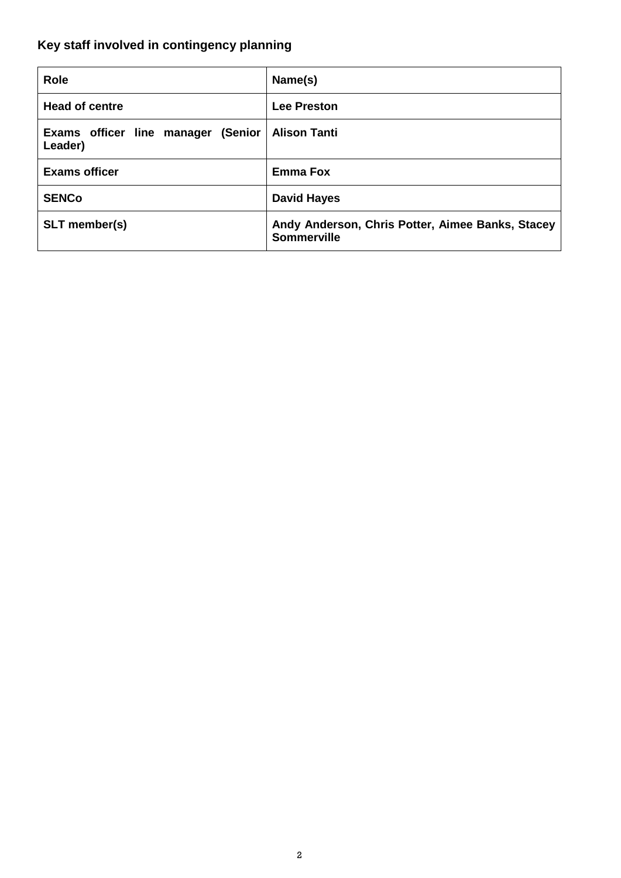### Key staff involved in contingency planning

| Role | Name(s) |
|---|---|
| **Head of centre** | **Lee Preston** |
| **Exams officer line manager (Senior Leader)** | **Alison Tanti** |
| **Exams officer** | **Emma Fox** |
| **SENCo** | **David Hayes** |
| **SLT member(s)** | **Andy Anderson, Chris Potter, Aimee Banks, Stacey Sommerville** |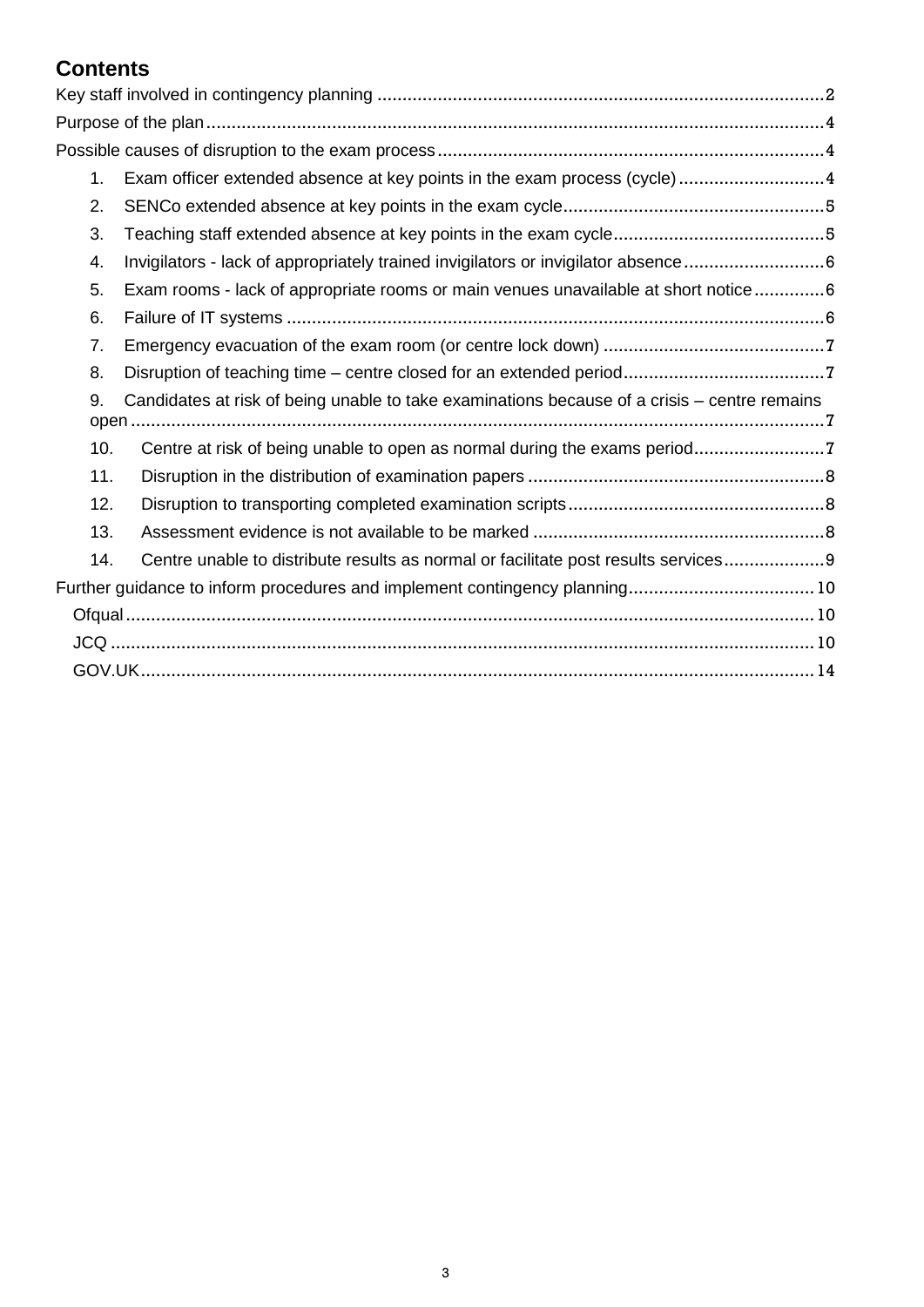## Contents

Key staff involved in contingency planning ........................................................................................ 2

Purpose of the plan ........................................................................................................................... 4

Possible causes of disruption to the exam process ............................................................................ 4

1. Exam officer extended absence at key points in the exam process (cycle) ............................. 4
2. SENCo extended absence at key points in the exam cycle .................................................... 5
3. Teaching staff extended absence at key points in the exam cycle .......................................... 5
4. Invigilators - lack of appropriately trained invigilators or invigilator absence ............................ 6
5. Exam rooms - lack of appropriate rooms or main venues unavailable at short notice .............. 6
6. Failure of IT systems .......................................................................................................... 6
7. Emergency evacuation of the exam room (or centre lock down) ............................................ 7
8. Disruption of teaching time – centre closed for an extended period ........................................ 7
9. Candidates at risk of being unable to take examinations because of a crisis – centre remains open ........................................................................................................................................ 7
10. Centre at risk of being unable to open as normal during the exams period .......................... 7
11. Disruption in the distribution of examination papers ........................................................... 8
12. Disruption to transporting completed examination scripts ................................................... 8
13. Assessment evidence is not available to be marked .......................................................... 8
14. Centre unable to distribute results as normal or facilitate post results services .................... 9

Further guidance to inform procedures and implement contingency planning ..................................... 10

- Ofqual ........................................................................................................................................ 10
- JCQ ........................................................................................................................................... 10
- GOV.UK ..................................................................................................................................... 14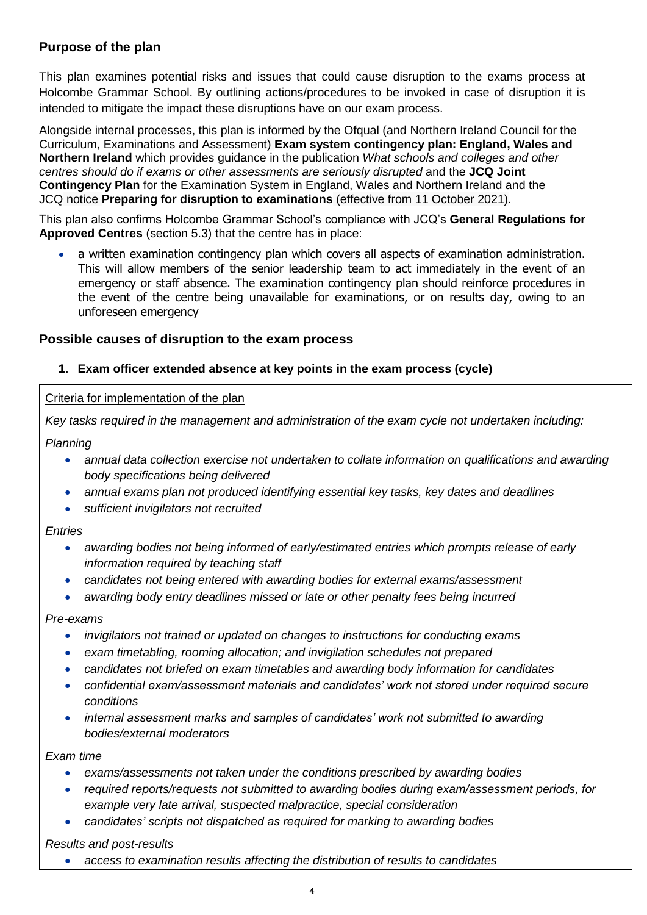## Purpose of the plan

This plan examines potential risks and issues that could cause disruption to the exams process at Holcombe Grammar School. By outlining actions/procedures to be invoked in case of disruption it is intended to mitigate the impact these disruptions have on our exam process.

Alongside internal processes, this plan is informed by the Ofqual (and Northern Ireland Council for the Curriculum, Examinations and Assessment) **Exam system contingency plan: England, Wales and Northern Ireland** which provides guidance in the publication *What schools and colleges and other centres should do if exams or other assessments are seriously disrupted* and the **JCQ Joint Contingency Plan** for the Examination System in England, Wales and Northern Ireland and the JCQ notice **Preparing for disruption to examinations** (effective from 11 October 2021).

This plan also confirms Holcombe Grammar School's compliance with JCQ's **General Regulations for Approved Centres** (section 5.3) that the centre has in place:

- a written examination contingency plan which covers all aspects of examination administration. This will allow members of the senior leadership team to act immediately in the event of an emergency or staff absence. The examination contingency plan should reinforce procedures in the event of the centre being unavailable for examinations, or on results day, owing to an unforeseen emergency

## Possible causes of disruption to the exam process

### 1. Exam officer extended absence at key points in the exam process (cycle)

Criteria for implementation of the plan

*Key tasks required in the management and administration of the exam cycle not undertaken including:*

*Planning*

- *annual data collection exercise not undertaken to collate information on qualifications and awarding body specifications being delivered*
- *annual exams plan not produced identifying essential key tasks, key dates and deadlines*
- *sufficient invigilators not recruited*

*Entries*

- *awarding bodies not being informed of early/estimated entries which prompts release of early information required by teaching staff*
- *candidates not being entered with awarding bodies for external exams/assessment*
- *awarding body entry deadlines missed or late or other penalty fees being incurred*

*Pre-exams*

- *invigilators not trained or updated on changes to instructions for conducting exams*
- *exam timetabling, rooming allocation; and invigilation schedules not prepared*
- *candidates not briefed on exam timetables and awarding body information for candidates*
- *confidential exam/assessment materials and candidates' work not stored under required secure conditions*
- *internal assessment marks and samples of candidates' work not submitted to awarding bodies/external moderators*

*Exam time*

- *exams/assessments not taken under the conditions prescribed by awarding bodies*
- *required reports/requests not submitted to awarding bodies during exam/assessment periods, for example very late arrival, suspected malpractice, special consideration*
- *candidates' scripts not dispatched as required for marking to awarding bodies*

*Results and post-results*

- *access to examination results affecting the distribution of results to candidates*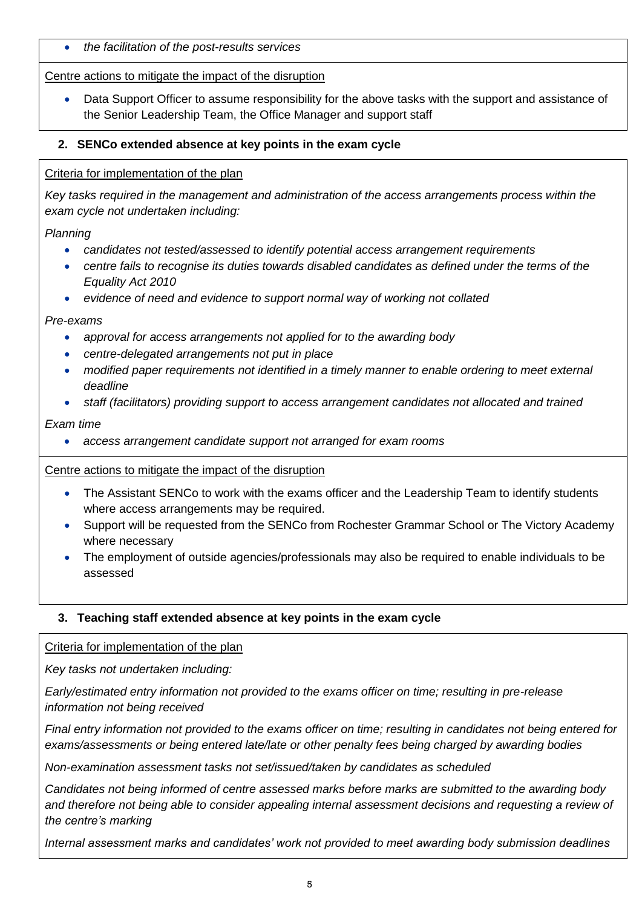- *the facilitation of the post-results services*

Centre actions to mitigate the impact of the disruption

- Data Support Officer to assume responsibility for the above tasks with the support and assistance of the Senior Leadership Team, the Office Manager and support staff

## 2. SENCo extended absence at key points in the exam cycle

Criteria for implementation of the plan

*Key tasks required in the management and administration of the access arrangements process within the exam cycle not undertaken including:*

*Planning*

- *candidates not tested/assessed to identify potential access arrangement requirements*
- *centre fails to recognise its duties towards disabled candidates as defined under the terms of the Equality Act 2010*
- *evidence of need and evidence to support normal way of working not collated*

*Pre-exams*

- *approval for access arrangements not applied for to the awarding body*
- *centre-delegated arrangements not put in place*
- *modified paper requirements not identified in a timely manner to enable ordering to meet external deadline*
- *staff (facilitators) providing support to access arrangement candidates not allocated and trained*

*Exam time*

- *access arrangement candidate support not arranged for exam rooms*

Centre actions to mitigate the impact of the disruption

- The Assistant SENCo to work with the exams officer and the Leadership Team to identify students where access arrangements may be required.
- Support will be requested from the SENCo from Rochester Grammar School or The Victory Academy where necessary
- The employment of outside agencies/professionals may also be required to enable individuals to be assessed

## 3. Teaching staff extended absence at key points in the exam cycle

Criteria for implementation of the plan

*Key tasks not undertaken including:*

*Early/estimated entry information not provided to the exams officer on time; resulting in pre-release information not being received*

*Final entry information not provided to the exams officer on time; resulting in candidates not being entered for exams/assessments or being entered late/late or other penalty fees being charged by awarding bodies*

*Non-examination assessment tasks not set/issued/taken by candidates as scheduled*

*Candidates not being informed of centre assessed marks before marks are submitted to the awarding body and therefore not being able to consider appealing internal assessment decisions and requesting a review of the centre's marking*

*Internal assessment marks and candidates' work not provided to meet awarding body submission deadlines*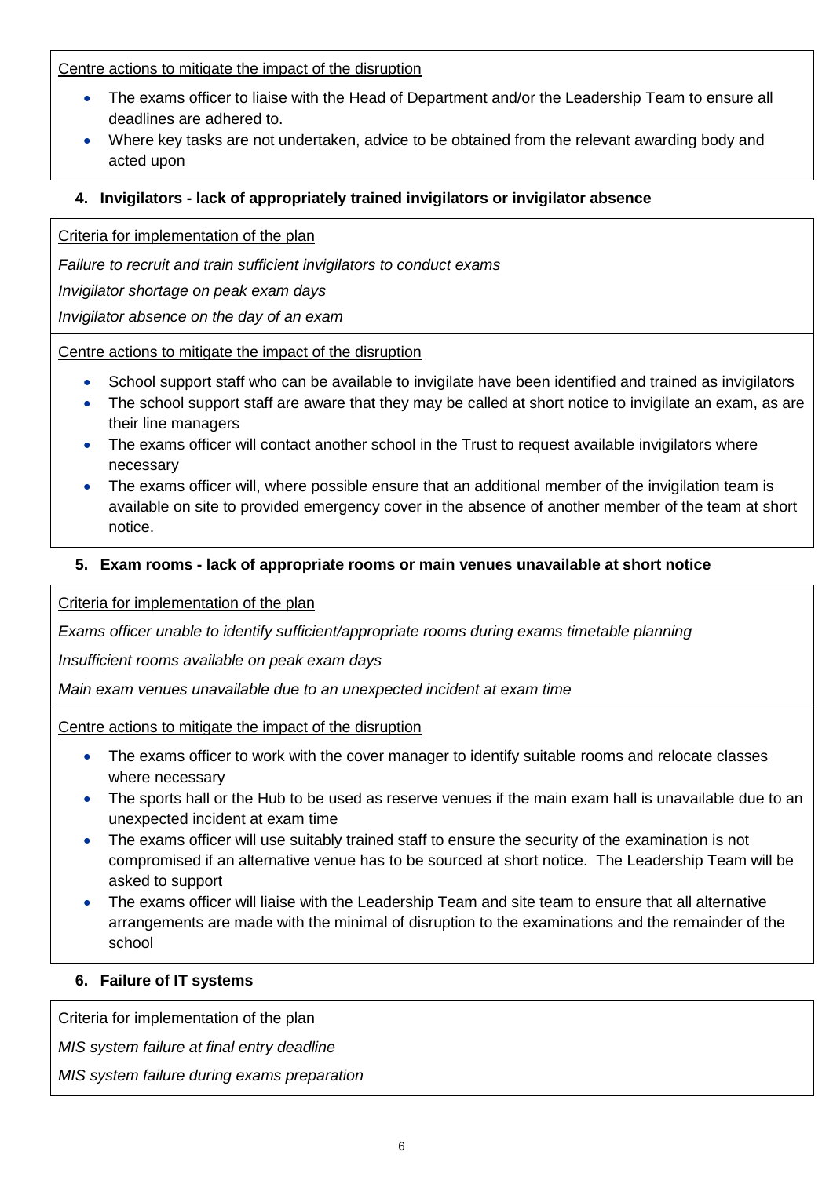Centre actions to mitigate the impact of the disruption

- The exams officer to liaise with the Head of Department and/or the Leadership Team to ensure all deadlines are adhered to.
- Where key tasks are not undertaken, advice to be obtained from the relevant awarding body and acted upon

### 4. Invigilators - lack of appropriately trained invigilators or invigilator absence

Criteria for implementation of the plan

*Failure to recruit and train sufficient invigilators to conduct exams*

*Invigilator shortage on peak exam days*

*Invigilator absence on the day of an exam*

Centre actions to mitigate the impact of the disruption

- School support staff who can be available to invigilate have been identified and trained as invigilators
- The school support staff are aware that they may be called at short notice to invigilate an exam, as are their line managers
- The exams officer will contact another school in the Trust to request available invigilators where necessary
- The exams officer will, where possible ensure that an additional member of the invigilation team is available on site to provided emergency cover in the absence of another member of the team at short notice.

### 5. Exam rooms - lack of appropriate rooms or main venues unavailable at short notice

Criteria for implementation of the plan

*Exams officer unable to identify sufficient/appropriate rooms during exams timetable planning*

*Insufficient rooms available on peak exam days*

*Main exam venues unavailable due to an unexpected incident at exam time*

Centre actions to mitigate the impact of the disruption

- The exams officer to work with the cover manager to identify suitable rooms and relocate classes where necessary
- The sports hall or the Hub to be used as reserve venues if the main exam hall is unavailable due to an unexpected incident at exam time
- The exams officer will use suitably trained staff to ensure the security of the examination is not compromised if an alternative venue has to be sourced at short notice. The Leadership Team will be asked to support
- The exams officer will liaise with the Leadership Team and site team to ensure that all alternative arrangements are made with the minimal of disruption to the examinations and the remainder of the school

### 6. Failure of IT systems

Criteria for implementation of the plan

*MIS system failure at final entry deadline*

*MIS system failure during exams preparation*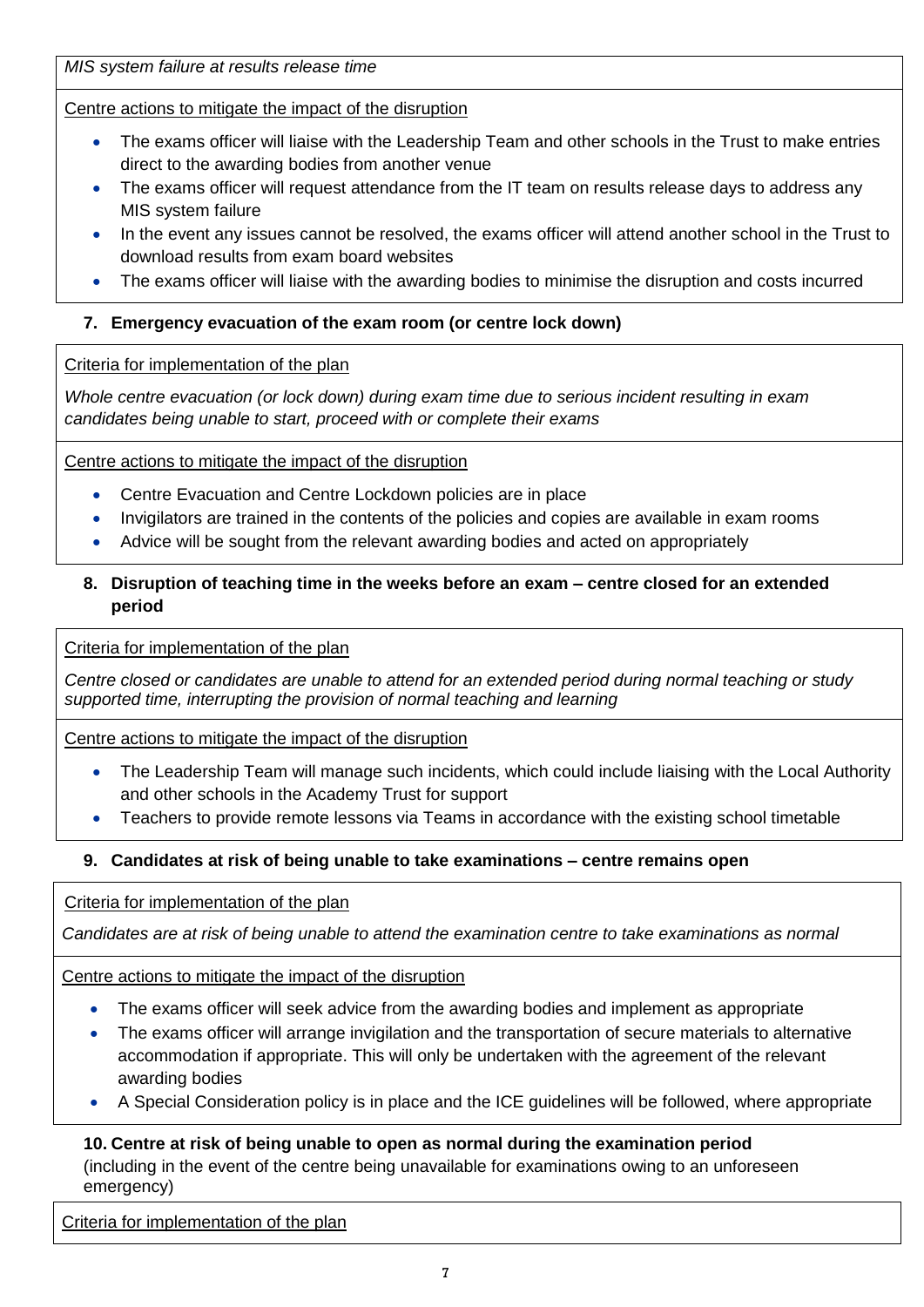*MIS system failure at results release time*

Centre actions to mitigate the impact of the disruption

- The exams officer will liaise with the Leadership Team and other schools in the Trust to make entries direct to the awarding bodies from another venue
- The exams officer will request attendance from the IT team on results release days to address any MIS system failure
- In the event any issues cannot be resolved, the exams officer will attend another school in the Trust to download results from exam board websites
- The exams officer will liaise with the awarding bodies to minimise the disruption and costs incurred

## 7. Emergency evacuation of the exam room (or centre lock down)

Criteria for implementation of the plan

*Whole centre evacuation (or lock down) during exam time due to serious incident resulting in exam candidates being unable to start, proceed with or complete their exams*

Centre actions to mitigate the impact of the disruption

- Centre Evacuation and Centre Lockdown policies are in place
- Invigilators are trained in the contents of the policies and copies are available in exam rooms
- Advice will be sought from the relevant awarding bodies and acted on appropriately

## 8. Disruption of teaching time in the weeks before an exam – centre closed for an extended period

Criteria for implementation of the plan

*Centre closed or candidates are unable to attend for an extended period during normal teaching or study supported time, interrupting the provision of normal teaching and learning*

Centre actions to mitigate the impact of the disruption

- The Leadership Team will manage such incidents, which could include liaising with the Local Authority and other schools in the Academy Trust for support
- Teachers to provide remote lessons via Teams in accordance with the existing school timetable

## 9. Candidates at risk of being unable to take examinations – centre remains open

Criteria for implementation of the plan

*Candidates are at risk of being unable to attend the examination centre to take examinations as normal*

Centre actions to mitigate the impact of the disruption

- The exams officer will seek advice from the awarding bodies and implement as appropriate
- The exams officer will arrange invigilation and the transportation of secure materials to alternative accommodation if appropriate. This will only be undertaken with the agreement of the relevant awarding bodies
- A Special Consideration policy is in place and the ICE guidelines will be followed, where appropriate

## 10. Centre at risk of being unable to open as normal during the examination period

(including in the event of the centre being unavailable for examinations owing to an unforeseen emergency)

Criteria for implementation of the plan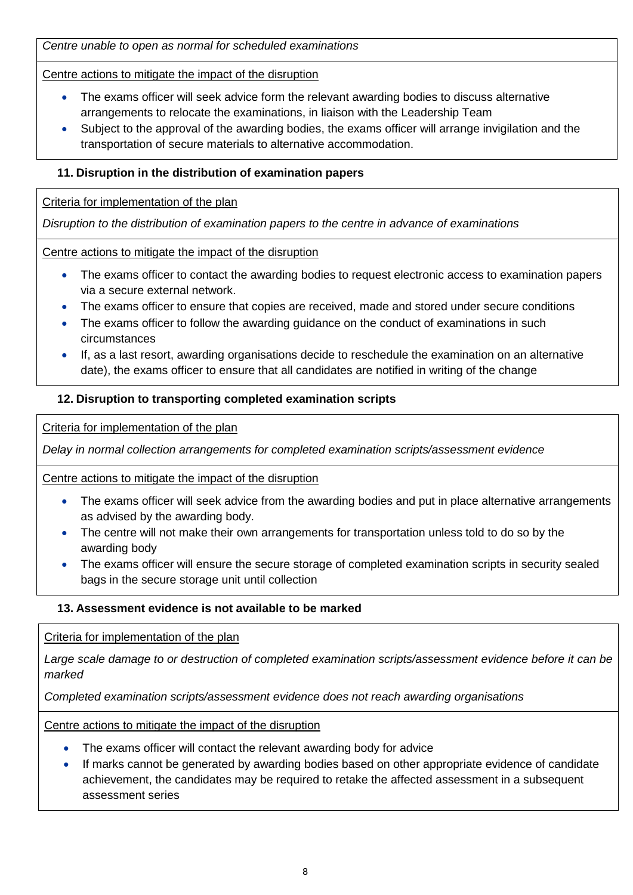*Centre unable to open as normal for scheduled examinations*

Centre actions to mitigate the impact of the disruption

- The exams officer will seek advice form the relevant awarding bodies to discuss alternative arrangements to relocate the examinations, in liaison with the Leadership Team
- Subject to the approval of the awarding bodies, the exams officer will arrange invigilation and the transportation of secure materials to alternative accommodation.

### 11. Disruption in the distribution of examination papers

Criteria for implementation of the plan

*Disruption to the distribution of examination papers to the centre in advance of examinations*

Centre actions to mitigate the impact of the disruption

- The exams officer to contact the awarding bodies to request electronic access to examination papers via a secure external network.
- The exams officer to ensure that copies are received, made and stored under secure conditions
- The exams officer to follow the awarding guidance on the conduct of examinations in such circumstances
- If, as a last resort, awarding organisations decide to reschedule the examination on an alternative date), the exams officer to ensure that all candidates are notified in writing of the change

### 12. Disruption to transporting completed examination scripts

Criteria for implementation of the plan

*Delay in normal collection arrangements for completed examination scripts/assessment evidence*

Centre actions to mitigate the impact of the disruption

- The exams officer will seek advice from the awarding bodies and put in place alternative arrangements as advised by the awarding body.
- The centre will not make their own arrangements for transportation unless told to do so by the awarding body
- The exams officer will ensure the secure storage of completed examination scripts in security sealed bags in the secure storage unit until collection

### 13. Assessment evidence is not available to be marked

Criteria for implementation of the plan

*Large scale damage to or destruction of completed examination scripts/assessment evidence before it can be marked*

*Completed examination scripts/assessment evidence does not reach awarding organisations*

Centre actions to mitigate the impact of the disruption

- The exams officer will contact the relevant awarding body for advice
- If marks cannot be generated by awarding bodies based on other appropriate evidence of candidate achievement, the candidates may be required to retake the affected assessment in a subsequent assessment series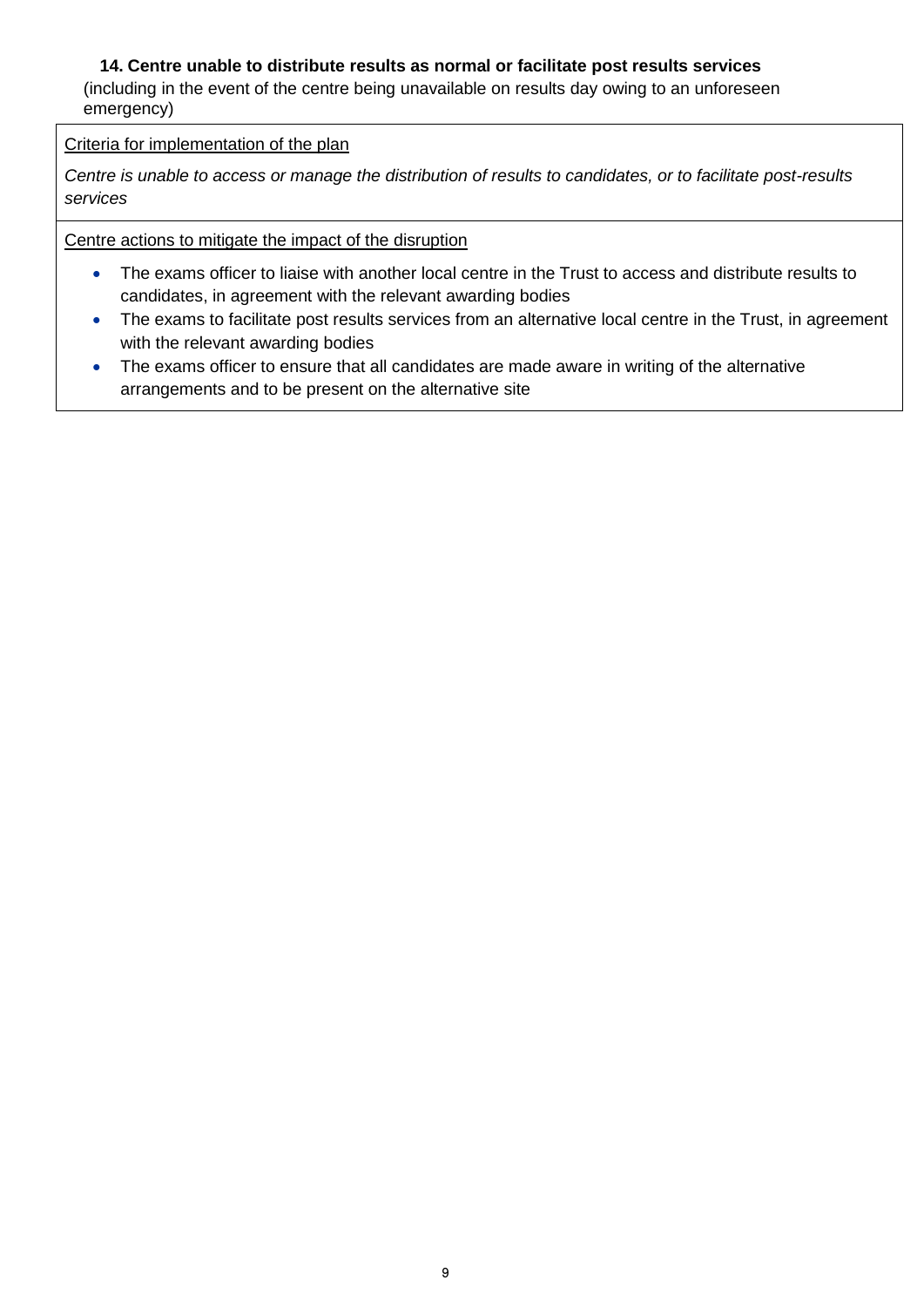### 14. Centre unable to distribute results as normal or facilitate post results services

(including in the event of the centre being unavailable on results day owing to an unforeseen emergency)

Criteria for implementation of the plan

*Centre is unable to access or manage the distribution of results to candidates, or to facilitate post-results services*

Centre actions to mitigate the impact of the disruption

- The exams officer to liaise with another local centre in the Trust to access and distribute results to candidates, in agreement with the relevant awarding bodies
- The exams to facilitate post results services from an alternative local centre in the Trust, in agreement with the relevant awarding bodies
- The exams officer to ensure that all candidates are made aware in writing of the alternative arrangements and to be present on the alternative site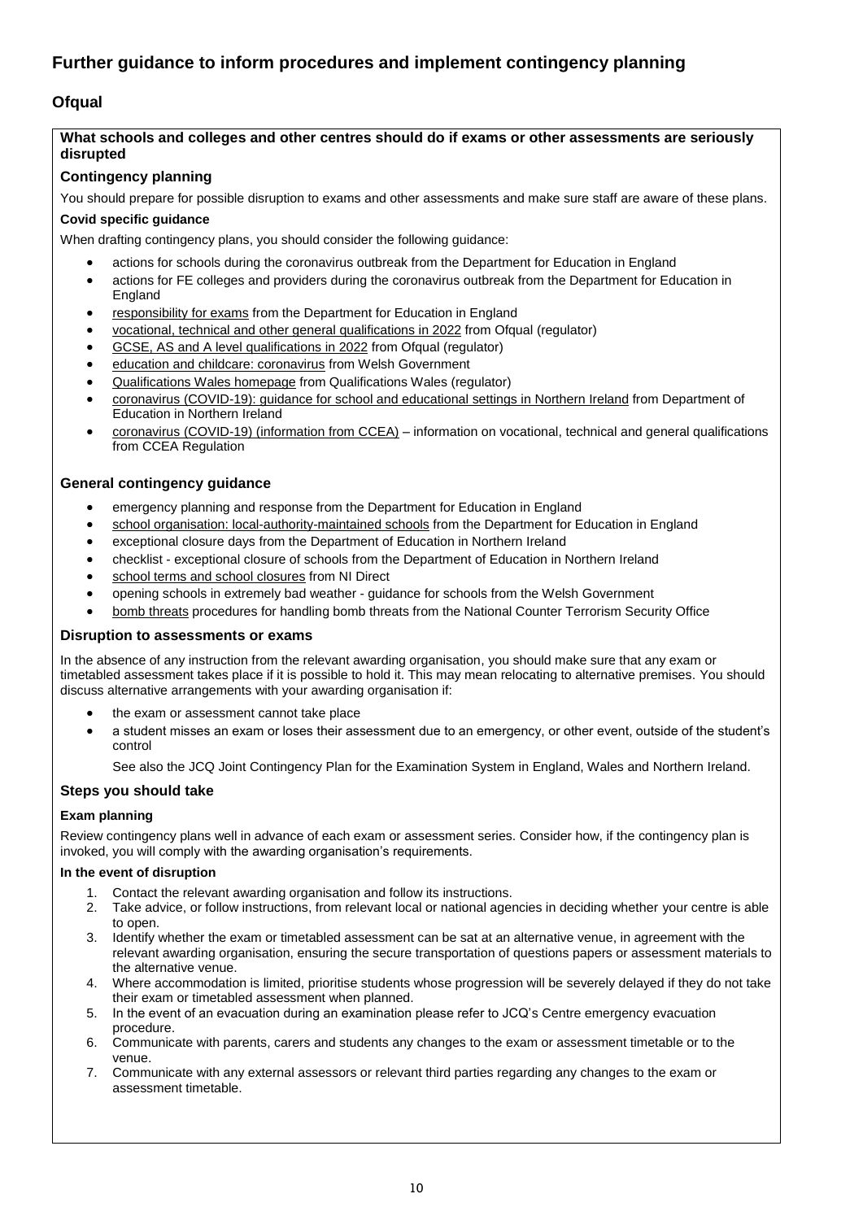# Further guidance to inform procedures and implement contingency planning

## Ofqual

### What schools and colleges and other centres should do if exams or other assessments are seriously disrupted

### Contingency planning

You should prepare for possible disruption to exams and other assessments and make sure staff are aware of these plans.

**Covid specific guidance**

When drafting contingency plans, you should consider the following guidance:

- actions for schools during the coronavirus outbreak from the Department for Education in England
- actions for FE colleges and providers during the coronavirus outbreak from the Department for Education in England
- responsibility for exams from the Department for Education in England
- vocational, technical and other general qualifications in 2022 from Ofqual (regulator)
- GCSE, AS and A level qualifications in 2022 from Ofqual (regulator)
- education and childcare: coronavirus from Welsh Government
- Qualifications Wales homepage from Qualifications Wales (regulator)
- coronavirus (COVID-19): guidance for school and educational settings in Northern Ireland from Department of Education in Northern Ireland
- coronavirus (COVID-19) (information from CCEA) – information on vocational, technical and general qualifications from CCEA Regulation

### General contingency guidance

- emergency planning and response from the Department for Education in England
- school organisation: local-authority-maintained schools from the Department for Education in England
- exceptional closure days from the Department of Education in Northern Ireland
- checklist - exceptional closure of schools from the Department of Education in Northern Ireland
- school terms and school closures from NI Direct
- opening schools in extremely bad weather - guidance for schools from the Welsh Government
- bomb threats procedures for handling bomb threats from the National Counter Terrorism Security Office

### Disruption to assessments or exams

In the absence of any instruction from the relevant awarding organisation, you should make sure that any exam or timetabled assessment takes place if it is possible to hold it. This may mean relocating to alternative premises. You should discuss alternative arrangements with your awarding organisation if:

- the exam or assessment cannot take place
- a student misses an exam or loses their assessment due to an emergency, or other event, outside of the student's control

See also the JCQ Joint Contingency Plan for the Examination System in England, Wales and Northern Ireland.

### Steps you should take

**Exam planning**

Review contingency plans well in advance of each exam or assessment series. Consider how, if the contingency plan is invoked, you will comply with the awarding organisation's requirements.

**In the event of disruption**

1. Contact the relevant awarding organisation and follow its instructions.
2. Take advice, or follow instructions, from relevant local or national agencies in deciding whether your centre is able to open.
3. Identify whether the exam or timetabled assessment can be sat at an alternative venue, in agreement with the relevant awarding organisation, ensuring the secure transportation of questions papers or assessment materials to the alternative venue.
4. Where accommodation is limited, prioritise students whose progression will be severely delayed if they do not take their exam or timetabled assessment when planned.
5. In the event of an evacuation during an examination please refer to JCQ's Centre emergency evacuation procedure.
6. Communicate with parents, carers and students any changes to the exam or assessment timetable or to the venue.
7. Communicate with any external assessors or relevant third parties regarding any changes to the exam or assessment timetable.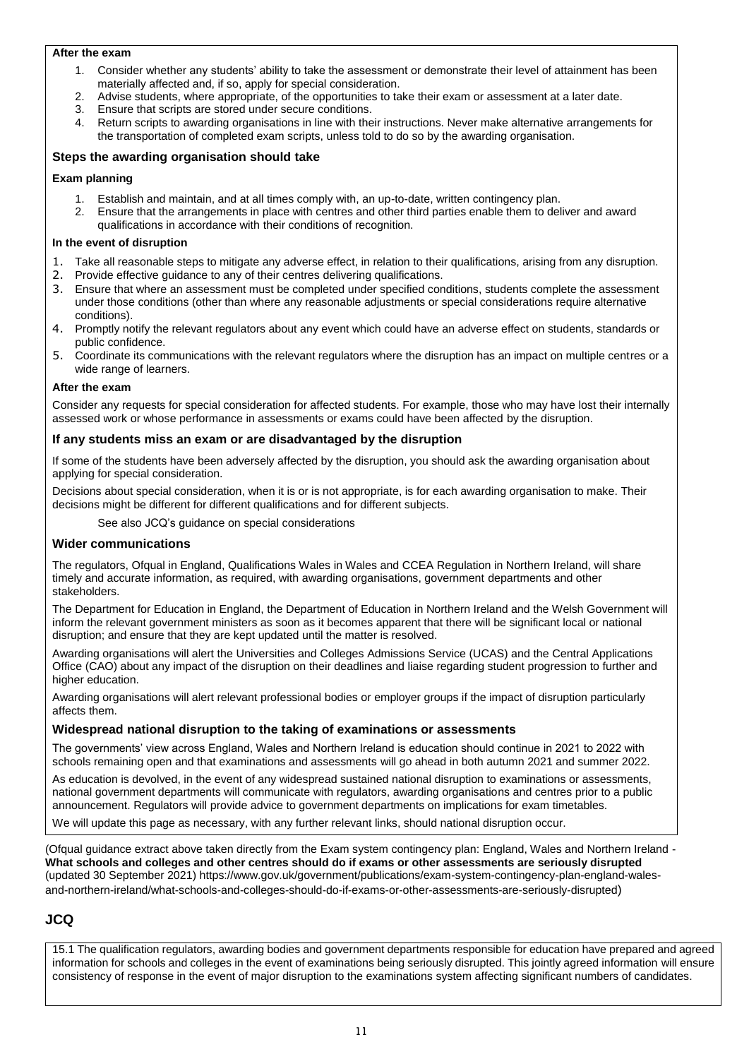**After the exam**

1. Consider whether any students' ability to take the assessment or demonstrate their level of attainment has been materially affected and, if so, apply for special consideration.
2. Advise students, where appropriate, of the opportunities to take their exam or assessment at a later date.
3. Ensure that scripts are stored under secure conditions.
4. Return scripts to awarding organisations in line with their instructions. Never make alternative arrangements for the transportation of completed exam scripts, unless told to do so by the awarding organisation.

### Steps the awarding organisation should take

**Exam planning**

1. Establish and maintain, and at all times comply with, an up-to-date, written contingency plan.
2. Ensure that the arrangements in place with centres and other third parties enable them to deliver and award qualifications in accordance with their conditions of recognition.

**In the event of disruption**

1. Take all reasonable steps to mitigate any adverse effect, in relation to their qualifications, arising from any disruption.
2. Provide effective guidance to any of their centres delivering qualifications.
3. Ensure that where an assessment must be completed under specified conditions, students complete the assessment under those conditions (other than where any reasonable adjustments or special considerations require alternative conditions).
4. Promptly notify the relevant regulators about any event which could have an adverse effect on students, standards or public confidence.
5. Coordinate its communications with the relevant regulators where the disruption has an impact on multiple centres or a wide range of learners.

**After the exam**

Consider any requests for special consideration for affected students. For example, those who may have lost their internally assessed work or whose performance in assessments or exams could have been affected by the disruption.

### If any students miss an exam or are disadvantaged by the disruption

If some of the students have been adversely affected by the disruption, you should ask the awarding organisation about applying for special consideration.

Decisions about special consideration, when it is or is not appropriate, is for each awarding organisation to make. Their decisions might be different for different qualifications and for different subjects.

See also JCQ's guidance on special considerations

### Wider communications

The regulators, Ofqual in England, Qualifications Wales in Wales and CCEA Regulation in Northern Ireland, will share timely and accurate information, as required, with awarding organisations, government departments and other stakeholders.

The Department for Education in England, the Department of Education in Northern Ireland and the Welsh Government will inform the relevant government ministers as soon as it becomes apparent that there will be significant local or national disruption; and ensure that they are kept updated until the matter is resolved.

Awarding organisations will alert the Universities and Colleges Admissions Service (UCAS) and the Central Applications Office (CAO) about any impact of the disruption on their deadlines and liaise regarding student progression to further and higher education.

Awarding organisations will alert relevant professional bodies or employer groups if the impact of disruption particularly affects them.

### Widespread national disruption to the taking of examinations or assessments

The governments' view across England, Wales and Northern Ireland is education should continue in 2021 to 2022 with schools remaining open and that examinations and assessments will go ahead in both autumn 2021 and summer 2022.

As education is devolved, in the event of any widespread sustained national disruption to examinations or assessments, national government departments will communicate with regulators, awarding organisations and centres prior to a public announcement. Regulators will provide advice to government departments on implications for exam timetables.

We will update this page as necessary, with any further relevant links, should national disruption occur.

(Ofqual guidance extract above taken directly from the Exam system contingency plan: England, Wales and Northern Ireland - **What schools and colleges and other centres should do if exams or other assessments are seriously disrupted** (updated 30 September 2021) https://www.gov.uk/government/publications/exam-system-contingency-plan-england-wales-and-northern-ireland/what-schools-and-colleges-should-do-if-exams-or-other-assessments-are-seriously-disrupted)

## JCQ

15.1 The qualification regulators, awarding bodies and government departments responsible for education have prepared and agreed information for schools and colleges in the event of examinations being seriously disrupted. This jointly agreed information will ensure consistency of response in the event of major disruption to the examinations system affecting significant numbers of candidates.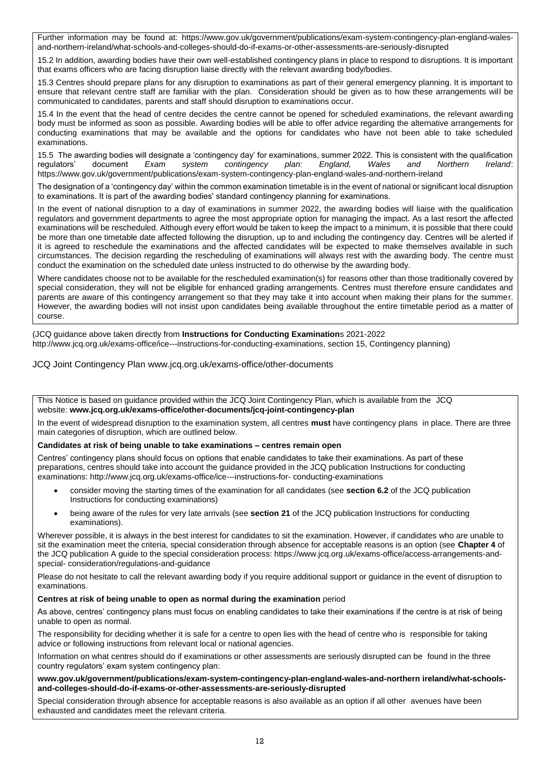Further information may be found at: https://www.gov.uk/government/publications/exam-system-contingency-plan-england-wales-and-northern-ireland/what-schools-and-colleges-should-do-if-exams-or-other-assessments-are-seriously-disrupted

15.2 In addition, awarding bodies have their own well-established contingency plans in place to respond to disruptions. It is important that exams officers who are facing disruption liaise directly with the relevant awarding body/bodies.

15.3 Centres should prepare plans for any disruption to examinations as part of their general emergency planning. It is important to ensure that relevant centre staff are familiar with the plan. Consideration should be given as to how these arrangements will be communicated to candidates, parents and staff should disruption to examinations occur.

15.4 In the event that the head of centre decides the centre cannot be opened for scheduled examinations, the relevant awarding body must be informed as soon as possible. Awarding bodies will be able to offer advice regarding the alternative arrangements for conducting examinations that may be available and the options for candidates who have not been able to take scheduled examinations.

15.5 The awarding bodies will designate a 'contingency day' for examinations, summer 2022. This is consistent with the qualification regulators' document *Exam system contingency plan: England, Wales and Northern Ireland*: https://www.gov.uk/government/publications/exam-system-contingency-plan-england-wales-and-northern-ireland

The designation of a 'contingency day' within the common examination timetable is in the event of national or significant local disruption to examinations. It is part of the awarding bodies' standard contingency planning for examinations.

In the event of national disruption to a day of examinations in summer 2022, the awarding bodies will liaise with the qualification regulators and government departments to agree the most appropriate option for managing the impact. As a last resort the affected examinations will be rescheduled. Although every effort would be taken to keep the impact to a minimum, it is possible that there could be more than one timetable date affected following the disruption, up to and including the contingency day. Centres will be alerted if it is agreed to reschedule the examinations and the affected candidates will be expected to make themselves available in such circumstances. The decision regarding the rescheduling of examinations will always rest with the awarding body. The centre must conduct the examination on the scheduled date unless instructed to do otherwise by the awarding body.

Where candidates choose not to be available for the rescheduled examination(s) for reasons other than those traditionally covered by special consideration, they will not be eligible for enhanced grading arrangements. Centres must therefore ensure candidates and parents are aware of this contingency arrangement so that they may take it into account when making their plans for the summer. However, the awarding bodies will not insist upon candidates being available throughout the entire timetable period as a matter of course.

(JCQ guidance above taken directly from **Instructions for Conducting Examination**s 2021-2022 http://www.jcq.org.uk/exams-office/ice---instructions-for-conducting-examinations, section 15, Contingency planning)

JCQ Joint Contingency Plan www.jcq.org.uk/exams-office/other-documents

This Notice is based on guidance provided within the JCQ Joint Contingency Plan, which is available from the JCQ website: **www.jcq.org.uk/exams-office/other-documents/jcq-joint-contingency-plan**

In the event of widespread disruption to the examination system, all centres **must** have contingency plans in place. There are three main categories of disruption, which are outlined below.

**Candidates at risk of being unable to take examinations – centres remain open**

Centres' contingency plans should focus on options that enable candidates to take their examinations. As part of these preparations, centres should take into account the guidance provided in the JCQ publication Instructions for conducting examinations: http://www.jcq.org.uk/exams-office/ice---instructions-for- conducting-examinations

- consider moving the starting times of the examination for all candidates (see **section 6.2** of the JCQ publication Instructions for conducting examinations)
- being aware of the rules for very late arrivals (see **section 21** of the JCQ publication Instructions for conducting examinations).

Wherever possible, it is always in the best interest for candidates to sit the examination. However, if candidates who are unable to sit the examination meet the criteria, special consideration through absence for acceptable reasons is an option (see **Chapter 4** of the JCQ publication A guide to the special consideration process: https://www.jcq.org.uk/exams-office/access-arrangements-and-special- consideration/regulations-and-guidance

Please do not hesitate to call the relevant awarding body if you require additional support or guidance in the event of disruption to examinations.

**Centres at risk of being unable to open as normal during the examination** period

As above, centres' contingency plans must focus on enabling candidates to take their examinations if the centre is at risk of being unable to open as normal.

The responsibility for deciding whether it is safe for a centre to open lies with the head of centre who is responsible for taking advice or following instructions from relevant local or national agencies.

Information on what centres should do if examinations or other assessments are seriously disrupted can be found in the three country regulators' exam system contingency plan:

**www.gov.uk/government/publications/exam-system-contingency-plan-england-wales-and-northern ireland/what-schools-and-colleges-should-do-if-exams-or-other-assessments-are-seriously-disrupted**

Special consideration through absence for acceptable reasons is also available as an option if all other avenues have been exhausted and candidates meet the relevant criteria.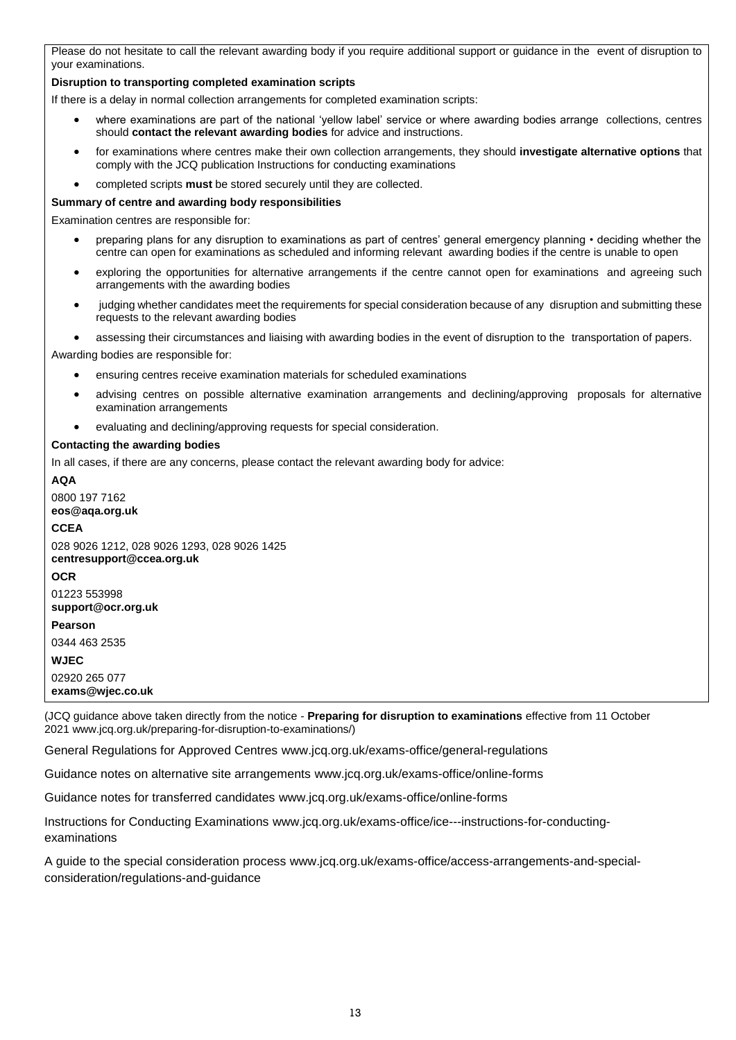Please do not hesitate to call the relevant awarding body if you require additional support or guidance in the event of disruption to your examinations.

**Disruption to transporting completed examination scripts**

If there is a delay in normal collection arrangements for completed examination scripts:

- where examinations are part of the national 'yellow label' service or where awarding bodies arrange collections, centres should **contact the relevant awarding bodies** for advice and instructions.
- for examinations where centres make their own collection arrangements, they should **investigate alternative options** that comply with the JCQ publication Instructions for conducting examinations
- completed scripts **must** be stored securely until they are collected.

**Summary of centre and awarding body responsibilities**

Examination centres are responsible for:

- preparing plans for any disruption to examinations as part of centres' general emergency planning • deciding whether the centre can open for examinations as scheduled and informing relevant awarding bodies if the centre is unable to open
- exploring the opportunities for alternative arrangements if the centre cannot open for examinations and agreeing such arrangements with the awarding bodies
- judging whether candidates meet the requirements for special consideration because of any disruption and submitting these requests to the relevant awarding bodies
- assessing their circumstances and liaising with awarding bodies in the event of disruption to the transportation of papers.

Awarding bodies are responsible for:

- ensuring centres receive examination materials for scheduled examinations
- advising centres on possible alternative examination arrangements and declining/approving proposals for alternative examination arrangements
- evaluating and declining/approving requests for special consideration.

**Contacting the awarding bodies**

In all cases, if there are any concerns, please contact the relevant awarding body for advice:

**AQA**

0800 197 7162
**eos@aqa.org.uk**

**CCEA**

028 9026 1212, 028 9026 1293, 028 9026 1425
**centresupport@ccea.org.uk**

**OCR**

01223 553998
**support@ocr.org.uk**

**Pearson**

0344 463 2535

**WJEC**

02920 265 077
**exams@wjec.co.uk**

(JCQ guidance above taken directly from the notice - **Preparing for disruption to examinations** effective from 11 October 2021 www.jcq.org.uk/preparing-for-disruption-to-examinations/)

General Regulations for Approved Centres www.jcq.org.uk/exams-office/general-regulations

Guidance notes on alternative site arrangements www.jcq.org.uk/exams-office/online-forms

Guidance notes for transferred candidates www.jcq.org.uk/exams-office/online-forms

Instructions for Conducting Examinations www.jcq.org.uk/exams-office/ice---instructions-for-conducting-examinations

A guide to the special consideration process www.jcq.org.uk/exams-office/access-arrangements-and-special-consideration/regulations-and-guidance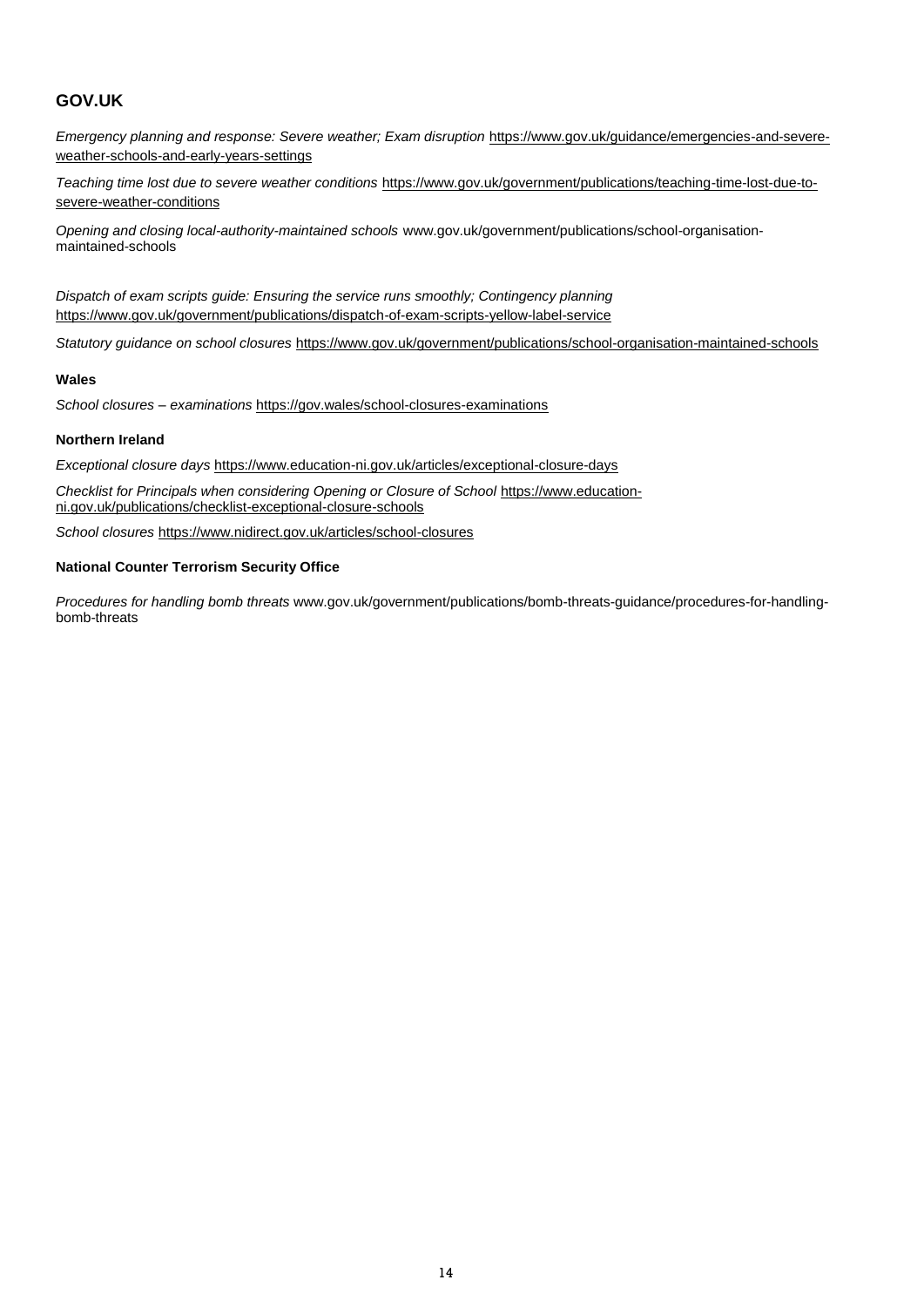## GOV.UK

*Emergency planning and response: Severe weather; Exam disruption* https://www.gov.uk/guidance/emergencies-and-severe-weather-schools-and-early-years-settings

*Teaching time lost due to severe weather conditions* https://www.gov.uk/government/publications/teaching-time-lost-due-to-severe-weather-conditions

*Opening and closing local-authority-maintained schools* www.gov.uk/government/publications/school-organisation-maintained-schools

*Dispatch of exam scripts guide: Ensuring the service runs smoothly; Contingency planning* https://www.gov.uk/government/publications/dispatch-of-exam-scripts-yellow-label-service

*Statutory guidance on school closures* https://www.gov.uk/government/publications/school-organisation-maintained-schools

**Wales**

*School closures – examinations* https://gov.wales/school-closures-examinations

**Northern Ireland**

*Exceptional closure days* https://www.education-ni.gov.uk/articles/exceptional-closure-days

*Checklist for Principals when considering Opening or Closure of School* https://www.education-ni.gov.uk/publications/checklist-exceptional-closure-schools

*School closures* https://www.nidirect.gov.uk/articles/school-closures

**National Counter Terrorism Security Office**

*Procedures for handling bomb threats* www.gov.uk/government/publications/bomb-threats-guidance/procedures-for-handling-bomb-threats